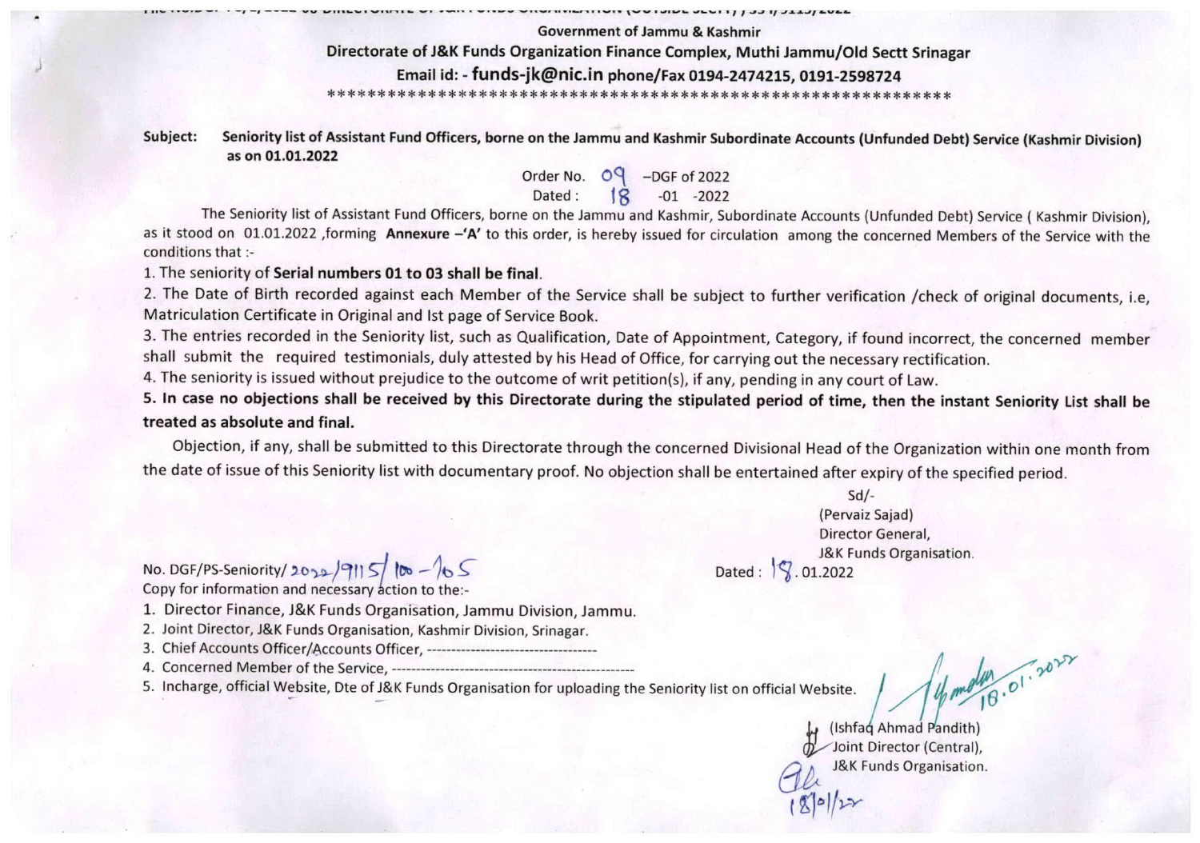Government of Jammu & Kashmir

**Directorate of J&K Funds Organization Finance Complex, Muthi Jammu/Old Sectt Srinagar**

**Email id: - funds-jk@nic.in phone/Fax 0194-2474215, 0191-2598724**

*******************************************************

**Subject: Seniority list of Assistant Fund Officers, borne on the Jammu and Kashmir Subordinate Accounts (Unfunded Debt) Service (Kashmir Division) as on 01.01.2022**

Order No. 09 –DGF of 2022
Dated : 18 -01 -2022

The Seniority list of Assistant Fund Officers, borne on the Jammu and Kashmir, Subordinate Accounts (Unfunded Debt) Service ( Kashmir Division), as it stood on 01.01.2022 ,forming **Annexure –'A'** to this order, is hereby issued for circulation among the concerned Members of the Service with the conditions that :-

1. The seniority of **Serial numbers 01 to 03 shall be final**.
2. The Date of Birth recorded against each Member of the Service shall be subject to further verification /check of original documents, i.e, Matriculation Certificate in Original and Ist page of Service Book.
3. The entries recorded in the Seniority list, such as Qualification, Date of Appointment, Category, if found incorrect, the concerned member shall submit the required testimonials, duly attested by his Head of Office, for carrying out the necessary rectification.
4. The seniority is issued without prejudice to the outcome of writ petition(s), if any, pending in any court of Law.
5. **In case no objections shall be received by this Directorate during the stipulated period of time, then the instant Seniority List shall be treated as absolute and final.**

Objection, if any, shall be submitted to this Directorate through the concerned Divisional Head of the Organization within one month from the date of issue of this Seniority list with documentary proof. No objection shall be entertained after expiry of the specified period.

Sd/-
(Pervaiz Sajad)
Director General,
J&K Funds Organisation.

No. DGF/PS-Seniority/ 2022/9115/ 100-105 Dated : 18.01.2022

Copy for information and necessary action to the:-

1. Director Finance, J&K Funds Organisation, Jammu Division, Jammu.
2. Joint Director, J&K Funds Organisation, Kashmir Division, Srinagar.
3. Chief Accounts Officer/Accounts Officer, ----------------------------------
4. Concerned Member of the Service, -----------------------------------------------
5. Incharge, official Website, Dte of J&K Funds Organisation for uploading the Seniority list on official Website.

18.01.2022

(Ishfaq Ahmad Pandith)
Joint Director (Central),
J&K Funds Organisation.

18/01/22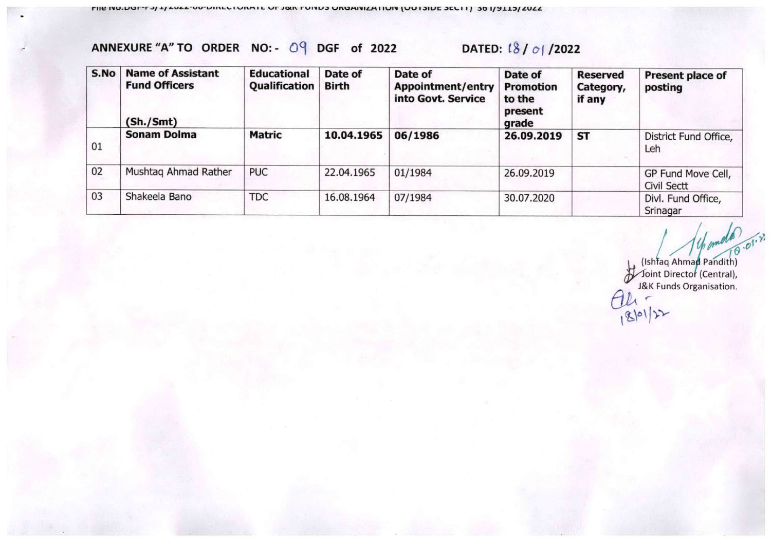ANNEXURE "A" TO ORDER NO:- 09 DGF of 2022 DATED: 18/01/2022

| S.No | Name of Assistant Fund Officers (Sh./Smt) | Educational Qualification | Date of Birth | Date of Appointment/entry into Govt. Service | Date of Promotion to the present grade | Reserved Category, if any | Present place of posting |
|---|---|---|---|---|---|---|---|
| 01 | **Sonam Dolma** | **Matric** | **10.04.1965** | **06/1986** | **26.09.2019** | **ST** | District Fund Office, Leh |
| 02 | Mushtaq Ahmad Rather | PUC | 22.04.1965 | 01/1984 | 26.09.2019 | | GP Fund Move Cell, Civil Sectt |
| 03 | Shakeela Bano | TDC | 16.08.1964 | 07/1984 | 30.07.2020 | | Divl. Fund Office, Srinagar |

(Ishfaq Ahmad Pandith)
Joint Director (Central),
J&K Funds Organisation.